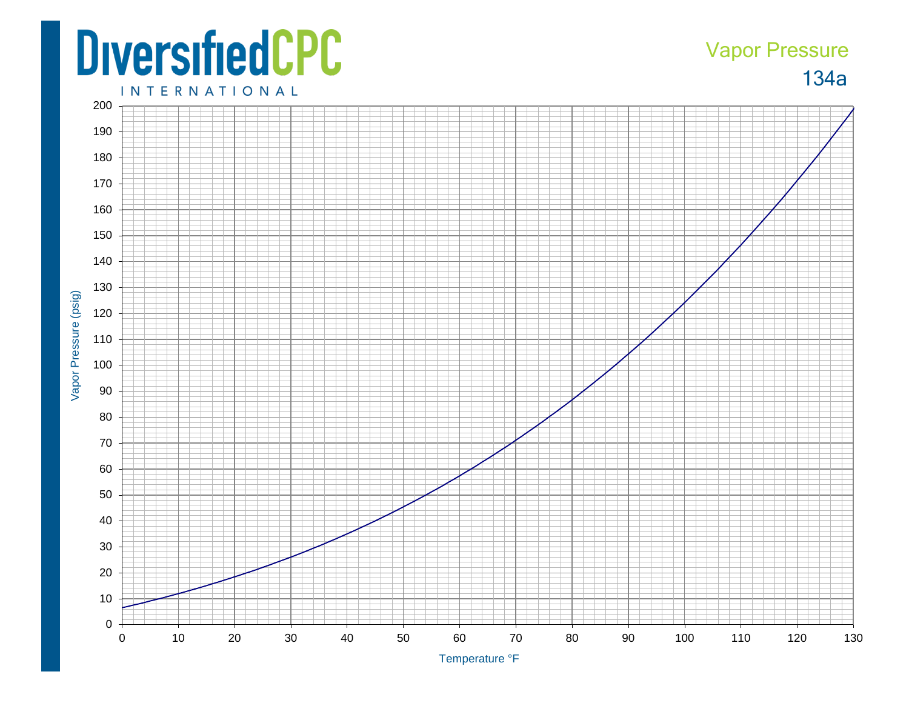# DiversifiedCPC

INTERNATIONAL

## Vapor Pressure

## 134a

Vapor Pressure (psig)

Temperature °F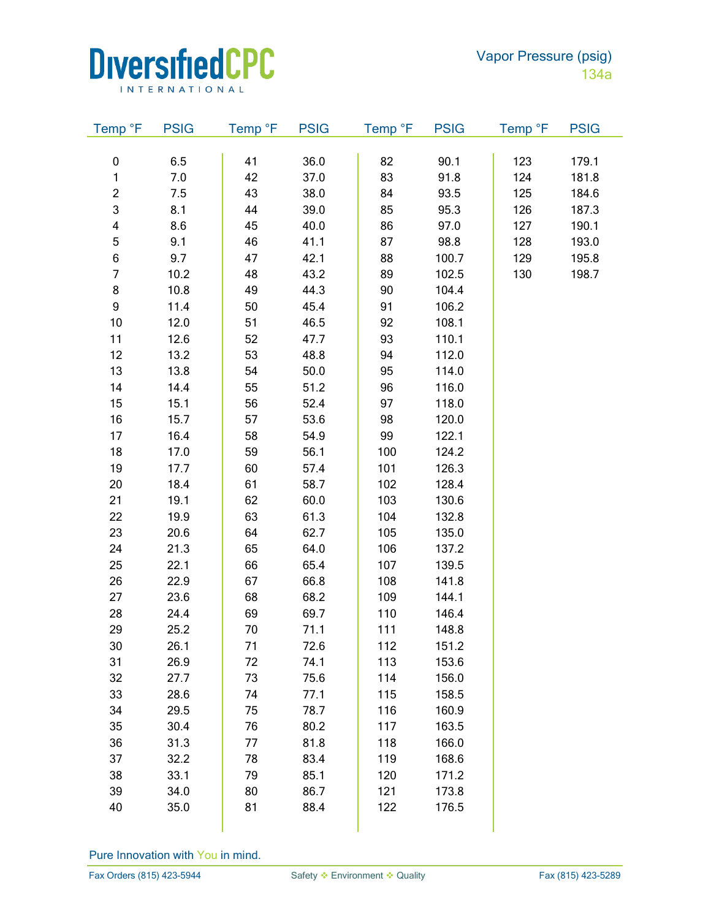# DiversifiedCPC INTERNATIONAL

Vapor Pressure (psig)
134a

| Temp °F | PSIG | Temp °F | PSIG | Temp °F | PSIG | Temp °F | PSIG |
|---|---|---|---|---|---|---|---|
| 0 | 6.5 | 41 | 36.0 | 82 | 90.1 | 123 | 179.1 |
| 1 | 7.0 | 42 | 37.0 | 83 | 91.8 | 124 | 181.8 |
| 2 | 7.5 | 43 | 38.0 | 84 | 93.5 | 125 | 184.6 |
| 3 | 8.1 | 44 | 39.0 | 85 | 95.3 | 126 | 187.3 |
| 4 | 8.6 | 45 | 40.0 | 86 | 97.0 | 127 | 190.1 |
| 5 | 9.1 | 46 | 41.1 | 87 | 98.8 | 128 | 193.0 |
| 6 | 9.7 | 47 | 42.1 | 88 | 100.7 | 129 | 195.8 |
| 7 | 10.2 | 48 | 43.2 | 89 | 102.5 | 130 | 198.7 |
| 8 | 10.8 | 49 | 44.3 | 90 | 104.4 | | |
| 9 | 11.4 | 50 | 45.4 | 91 | 106.2 | | |
| 10 | 12.0 | 51 | 46.5 | 92 | 108.1 | | |
| 11 | 12.6 | 52 | 47.7 | 93 | 110.1 | | |
| 12 | 13.2 | 53 | 48.8 | 94 | 112.0 | | |
| 13 | 13.8 | 54 | 50.0 | 95 | 114.0 | | |
| 14 | 14.4 | 55 | 51.2 | 96 | 116.0 | | |
| 15 | 15.1 | 56 | 52.4 | 97 | 118.0 | | |
| 16 | 15.7 | 57 | 53.6 | 98 | 120.0 | | |
| 17 | 16.4 | 58 | 54.9 | 99 | 122.1 | | |
| 18 | 17.0 | 59 | 56.1 | 100 | 124.2 | | |
| 19 | 17.7 | 60 | 57.4 | 101 | 126.3 | | |
| 20 | 18.4 | 61 | 58.7 | 102 | 128.4 | | |
| 21 | 19.1 | 62 | 60.0 | 103 | 130.6 | | |
| 22 | 19.9 | 63 | 61.3 | 104 | 132.8 | | |
| 23 | 20.6 | 64 | 62.7 | 105 | 135.0 | | |
| 24 | 21.3 | 65 | 64.0 | 106 | 137.2 | | |
| 25 | 22.1 | 66 | 65.4 | 107 | 139.5 | | |
| 26 | 22.9 | 67 | 66.8 | 108 | 141.8 | | |
| 27 | 23.6 | 68 | 68.2 | 109 | 144.1 | | |
| 28 | 24.4 | 69 | 69.7 | 110 | 146.4 | | |
| 29 | 25.2 | 70 | 71.1 | 111 | 148.8 | | |
| 30 | 26.1 | 71 | 72.6 | 112 | 151.2 | | |
| 31 | 26.9 | 72 | 74.1 | 113 | 153.6 | | |
| 32 | 27.7 | 73 | 75.6 | 114 | 156.0 | | |
| 33 | 28.6 | 74 | 77.1 | 115 | 158.5 | | |
| 34 | 29.5 | 75 | 78.7 | 116 | 160.9 | | |
| 35 | 30.4 | 76 | 80.2 | 117 | 163.5 | | |
| 36 | 31.3 | 77 | 81.8 | 118 | 166.0 | | |
| 37 | 32.2 | 78 | 83.4 | 119 | 168.6 | | |
| 38 | 33.1 | 79 | 85.1 | 120 | 171.2 | | |
| 39 | 34.0 | 80 | 86.7 | 121 | 173.8 | | |
| 40 | 35.0 | 81 | 88.4 | 122 | 176.5 | | |

Pure Innovation with You in mind.

Fax Orders (815) 423-5944 — Safety ❖ Environment ❖ Quality — Fax (815) 423-5289